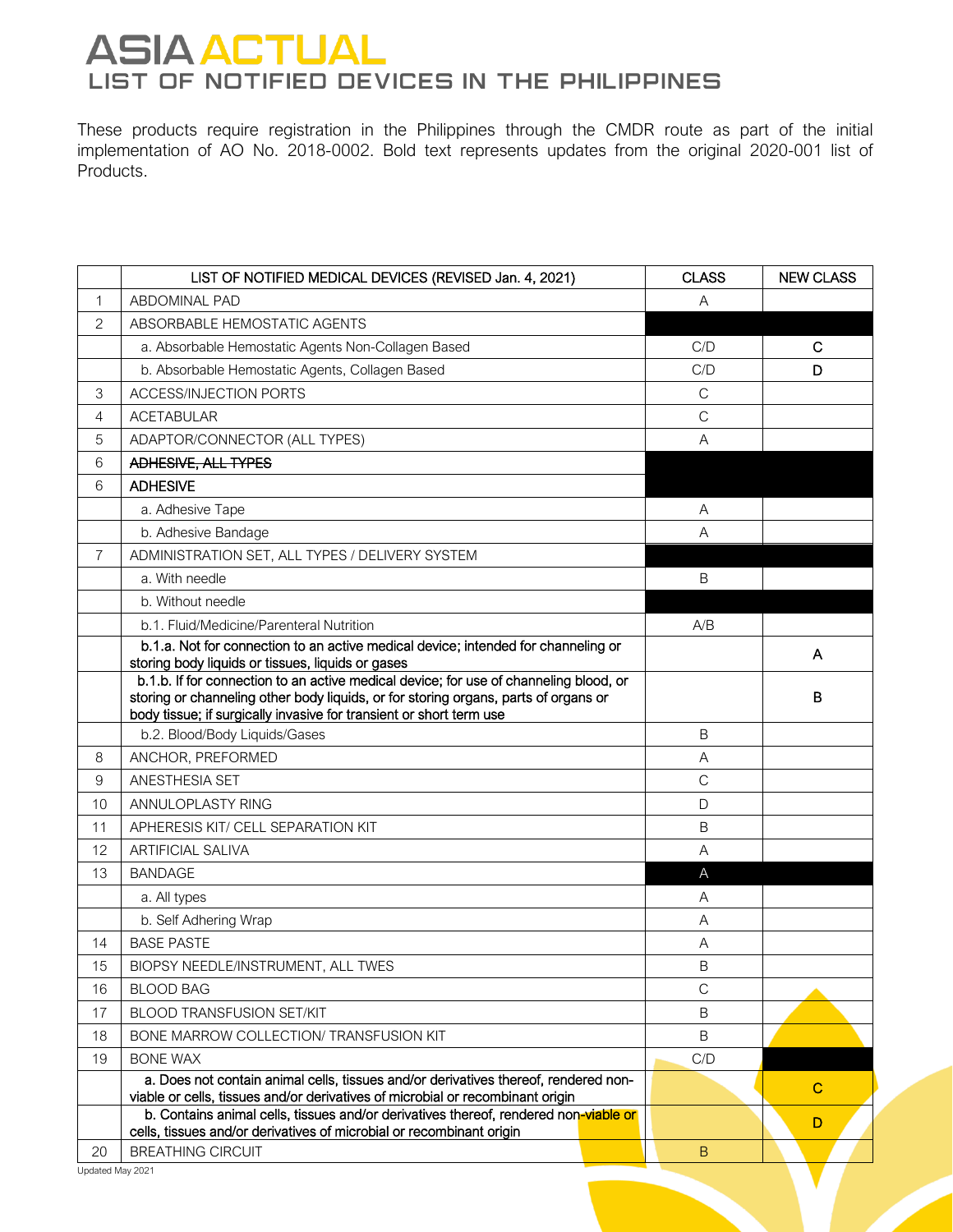# ASIA ACTUAL

## LIST OF NOTIFIED DEVICES IN THE PHILIPPINES

These products require registration in the Philippines through the CMDR route as part of the initial implementation of AO No. 2018-0002. Bold text represents updates from the original 2020-001 list of Products.

| | LIST OF NOTIFIED MEDICAL DEVICES (REVISED Jan. 4, 2021) | CLASS | NEW CLASS |
|---|---|---|---|
| 1 | ABDOMINAL PAD | A | |
| 2 | ABSORBABLE HEMOSTATIC AGENTS | | |
| | a. Absorbable Hemostatic Agents Non-Collagen Based | C/D | **C** |
| | b. Absorbable Hemostatic Agents, Collagen Based | C/D | **D** |
| 3 | ACCESS/INJECTION PORTS | C | |
| 4 | ACETABULAR | C | |
| 5 | ADAPTOR/CONNECTOR (ALL TYPES) | A | |
| 6 | ~~**ADHESIVE, ALL TYPES**~~ | | |
| 6 | **ADHESIVE** | | |
| | a. Adhesive Tape | A | |
| | b. Adhesive Bandage | A | |
| 7 | ADMINISTRATION SET, ALL TYPES / DELIVERY SYSTEM | | |
| | a. With needle | B | |
| | b. Without needle | | |
| | b.1. Fluid/Medicine/Parenteral Nutrition | A/B | |
| | **b.1.a. Not for connection to an active medical device; intended for channeling or storing body liquids or tissues, liquids or gases** | | **A** |
| | **b.1.b. If for connection to an active medical device; for use of channeling blood, or storing or channeling other body liquids, or for storing organs, parts of organs or body tissue; if surgically invasive for transient or short term use** | | **B** |
| | b.2. Blood/Body Liquids/Gases | B | |
| 8 | ANCHOR, PREFORMED | A | |
| 9 | ANESTHESIA SET | C | |
| 10 | ANNULOPLASTY RING | D | |
| 11 | APHERESIS KIT/ CELL SEPARATION KIT | B | |
| 12 | ARTIFICIAL SALIVA | A | |
| 13 | BANDAGE | A | |
| | a. All types | A | |
| | b. Self Adhering Wrap | A | |
| 14 | BASE PASTE | A | |
| 15 | BIOPSY NEEDLE/INSTRUMENT, ALL TWES | B | |
| 16 | BLOOD BAG | C | |
| 17 | BLOOD TRANSFUSION SET/KIT | B | |
| 18 | BONE MARROW COLLECTION/ TRANSFUSION KIT | B | |
| 19 | BONE WAX | C/D | |
| | **a. Does not contain animal cells, tissues and/or derivatives thereof, rendered non-viable or cells, tissues and/or derivatives of microbial or recombinant origin** | | **C** |
| | **b. Contains animal cells, tissues and/or derivatives thereof, rendered non-viable or cells, tissues and/or derivatives of microbial or recombinant origin** | | **D** |
| 20 | BREATHING CIRCUIT | B | |

Updated May 2021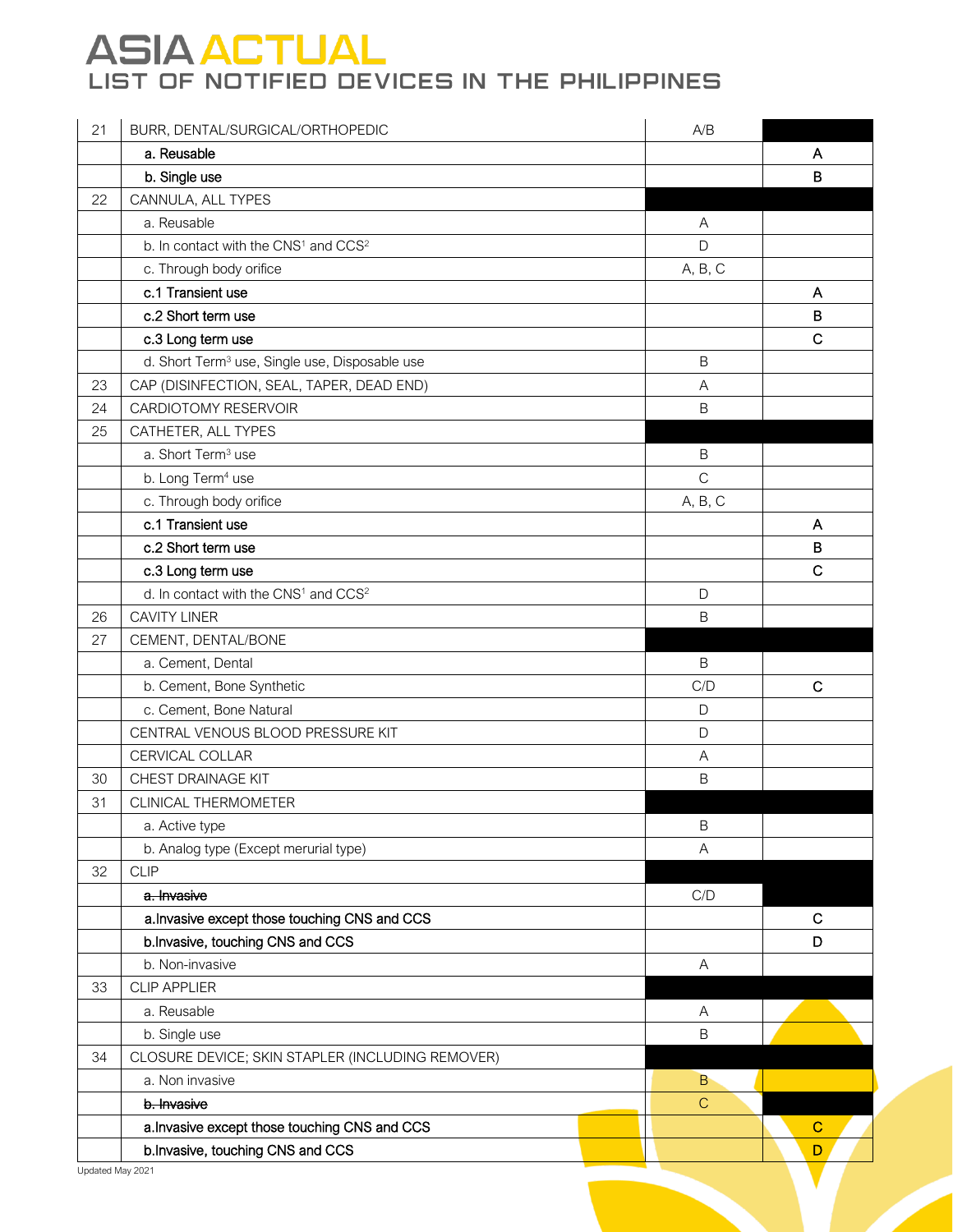# ASIA ACTUAL
## LIST OF NOTIFIED DEVICES IN THE PHILIPPINES

| | | | |
|---|---|---|---|
| 21 | BURR, DENTAL/SURGICAL/ORTHOPEDIC | A/B | |
| | **a. Reusable** | | A |
| | **b. Single use** | | B |
| 22 | CANNULA, ALL TYPES | | |
| | a. Reusable | A | |
| | b. In contact with the CNS[1] and CCS[2] | D | |
| | c. Through body orifice | A, B, C | |
| | **c.1 Transient use** | | A |
| | **c.2 Short term use** | | B |
| | **c.3 Long term use** | | C |
| | d. Short Term[3] use, Single use, Disposable use | B | |
| 23 | CAP (DISINFECTION, SEAL, TAPER, DEAD END) | A | |
| 24 | CARDIOTOMY RESERVOIR | B | |
| 25 | CATHETER, ALL TYPES | | |
| | a. Short Term[3] use | B | |
| | b. Long Term[4] use | C | |
| | c. Through body orifice | A, B, C | |
| | **c.1 Transient use** | | A |
| | **c.2 Short term use** | | B |
| | **c.3 Long term use** | | C |
| | d. In contact with the CNS[1] and CCS[2] | D | |
| 26 | CAVITY LINER | B | |
| 27 | CEMENT, DENTAL/BONE | | |
| | a. Cement, Dental | B | |
| | b. Cement, Bone Synthetic | C/D | C |
| | c. Cement, Bone Natural | D | |
| | CENTRAL VENOUS BLOOD PRESSURE KIT | D | |
| | CERVICAL COLLAR | A | |
| 30 | CHEST DRAINAGE KIT | B | |
| 31 | CLINICAL THERMOMETER | | |
| | a. Active type | B | |
| | b. Analog type (Except merurial type) | A | |
| 32 | CLIP | | |
| | ~~**a. Invasive**~~ | C/D | |
| | **a.Invasive except those touching CNS and CCS** | | C |
| | **b.Invasive, touching CNS and CCS** | | D |
| | b. Non-invasive | A | |
| 33 | CLIP APPLIER | | |
| | a. Reusable | A | |
| | b. Single use | B | |
| 34 | CLOSURE DEVICE; SKIN STAPLER (INCLUDING REMOVER) | | |
| | a. Non invasive | B | |
| | ~~**b. Invasive**~~ | C | |
| | **a.Invasive except those touching CNS and CCS** | | C |
| | **b.Invasive, touching CNS and CCS** | | D |

Updated May 2021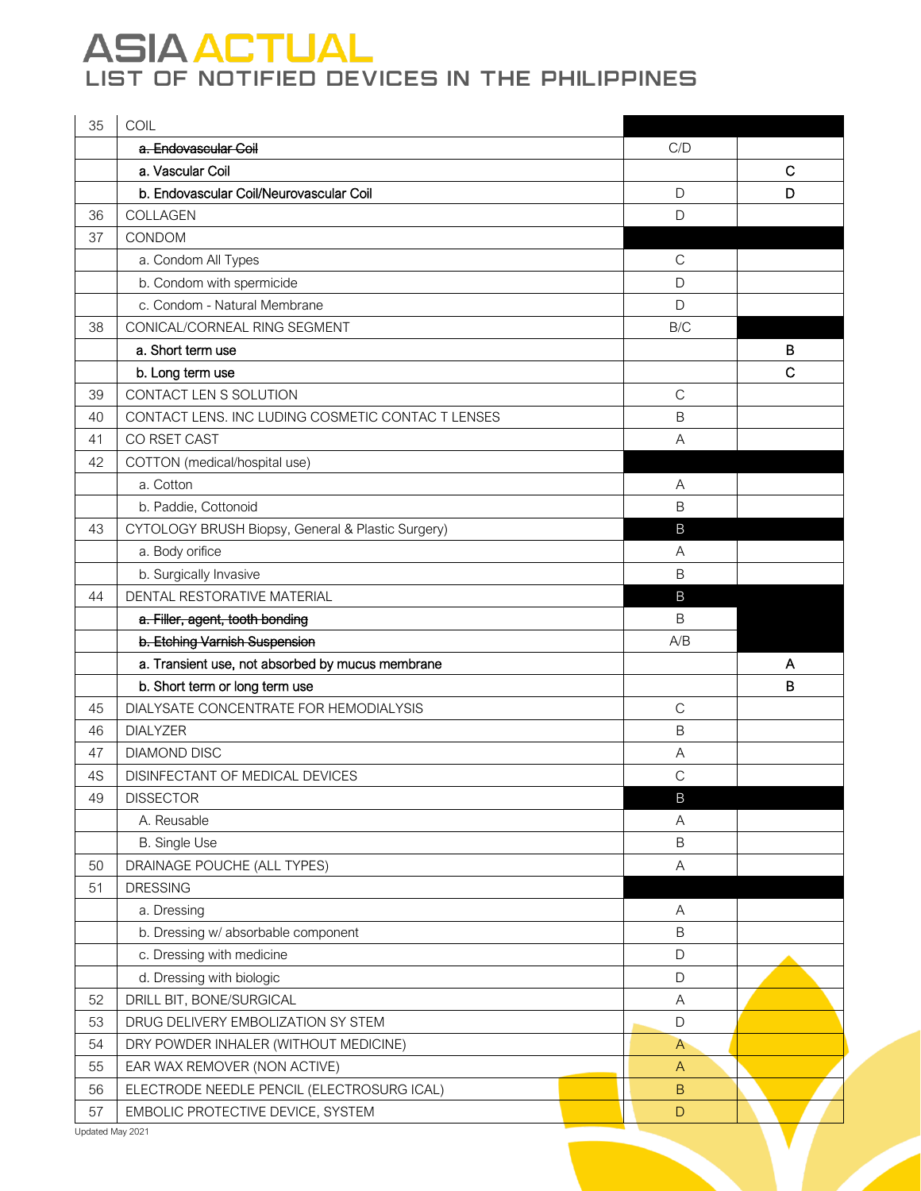# ASIA ACTUAL

## LIST OF NOTIFIED DEVICES IN THE PHILIPPINES

| | | | |
|---|---|---|---|
| 35 | COIL | | |
| | ~~a. Endovascular Coil~~ | C/D | |
| | a. Vascular Coil | | C |
| | b. Endovascular Coil/Neurovascular Coil | D | D |
| 36 | COLLAGEN | D | |
| 37 | CONDOM | | |
| | a. Condom All Types | C | |
| | b. Condom with spermicide | D | |
| | c. Condom - Natural Membrane | D | |
| 38 | CONICAL/CORNEAL RING SEGMENT | B/C | |
| | a. Short term use | | B |
| | b. Long term use | | C |
| 39 | CONTACT LEN S SOLUTION | C | |
| 40 | CONTACT LENS. INC LUDING COSMETIC CONTAC T LENSES | B | |
| 41 | CO RSET CAST | A | |
| 42 | COTTON (medical/hospital use) | | |
| | a. Cotton | A | |
| | b. Paddie, Cottonoid | B | |
| 43 | CYTOLOGY BRUSH Biopsy, General & Plastic Surgery) | B | |
| | a. Body orifice | A | |
| | b. Surgically Invasive | B | |
| 44 | DENTAL RESTORATIVE MATERIAL | B | |
| | ~~a. Filler, agent, tooth bonding~~ | B | |
| | ~~b. Etching Varnish Suspension~~ | A/B | |
| | a. Transient use, not absorbed by mucus membrane | | A |
| | b. Short term or long term use | | B |
| 45 | DIALYSATE CONCENTRATE FOR HEMODIALYSIS | C | |
| 46 | DIALYZER | B | |
| 47 | DIAMOND DISC | A | |
| 4S | DISINFECTANT OF MEDICAL DEVICES | C | |
| 49 | DISSECTOR | B | |
| | A. Reusable | A | |
| | B. Single Use | B | |
| 50 | DRAINAGE POUCHE (ALL TYPES) | A | |
| 51 | DRESSING | | |
| | a. Dressing | A | |
| | b. Dressing w/ absorbable component | B | |
| | c. Dressing with medicine | D | |
| | d. Dressing with biologic | D | |
| 52 | DRILL BIT, BONE/SURGICAL | A | |
| 53 | DRUG DELIVERY EMBOLIZATION SY STEM | D | |
| 54 | DRY POWDER INHALER (WITHOUT MEDICINE) | A | |
| 55 | EAR WAX REMOVER (NON ACTIVE) | A | |
| 56 | ELECTRODE NEEDLE PENCIL (ELECTROSURG ICAL) | B | |
| 57 | EMBOLIC PROTECTIVE DEVICE, SYSTEM | D | |

Updated May 2021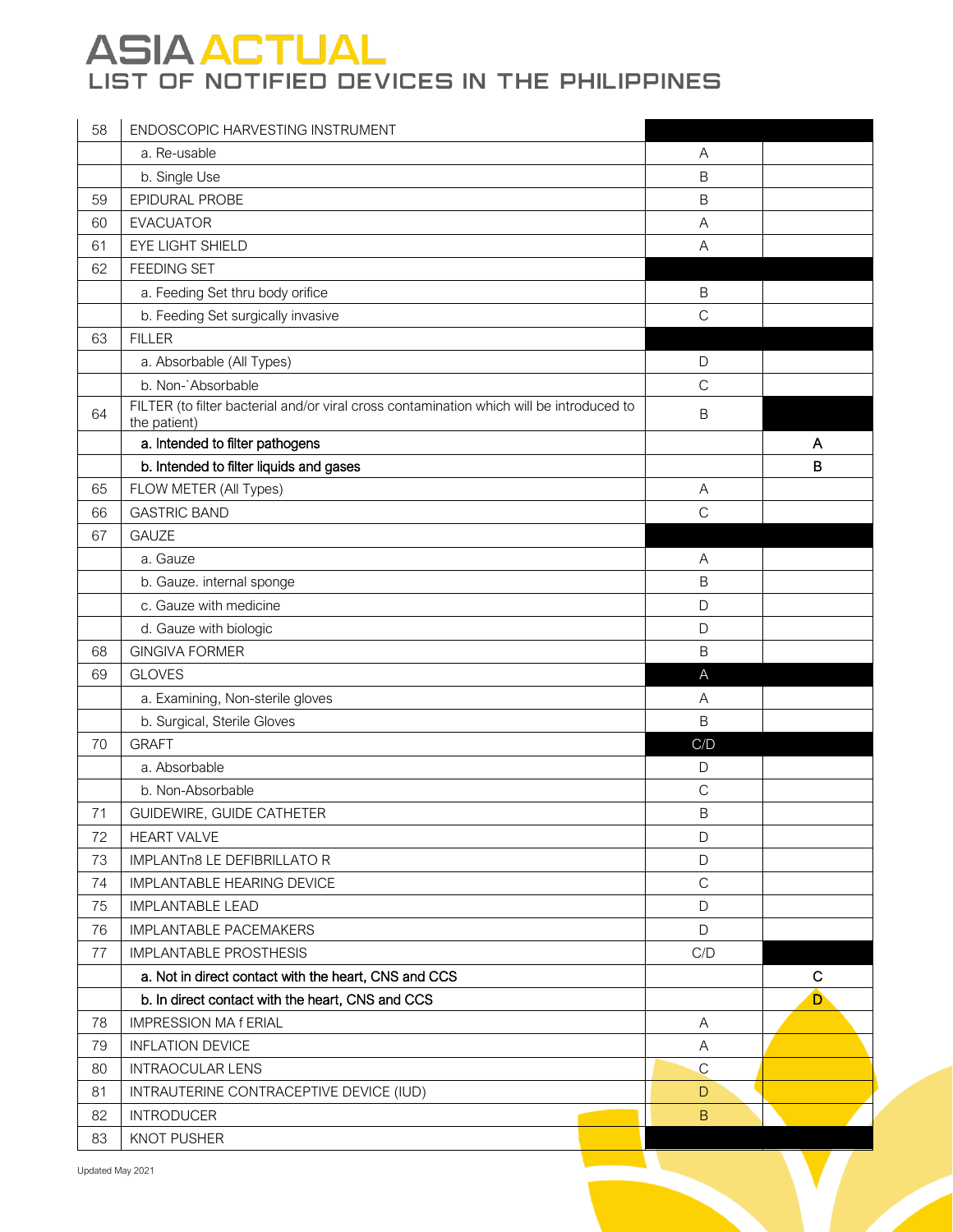# ASIA ACTUAL
## LIST OF NOTIFIED DEVICES IN THE PHILIPPINES

| | | | |
|---|---|---|---|
| 58 | ENDOSCOPIC HARVESTING INSTRUMENT | | |
| | a. Re-usable | A | |
| | b. Single Use | B | |
| 59 | EPIDURAL PROBE | B | |
| 60 | EVACUATOR | A | |
| 61 | EYE LIGHT SHIELD | A | |
| 62 | FEEDING SET | | |
| | a. Feeding Set thru body orifice | B | |
| | b. Feeding Set surgically invasive | C | |
| 63 | FILLER | | |
| | a. Absorbable (All Types) | D | |
| | b. Non-`Absorbable | C | |
| 64 | FILTER (to filter bacterial and/or viral cross contamination which will be introduced to the patient) | B | |
| | **a. Intended to filter pathogens** | | **A** |
| | **b. Intended to filter liquids and gases** | | **B** |
| 65 | FLOW METER (All Types) | A | |
| 66 | GASTRIC BAND | C | |
| 67 | GAUZE | | |
| | a. Gauze | A | |
| | b. Gauze. internal sponge | B | |
| | c. Gauze with medicine | D | |
| | d. Gauze with biologic | D | |
| 68 | GINGIVA FORMER | B | |
| 69 | GLOVES | A | |
| | a. Examining, Non-sterile gloves | A | |
| | b. Surgical, Sterile Gloves | B | |
| 70 | GRAFT | C/D | |
| | a. Absorbable | D | |
| | b. Non-Absorbable | C | |
| 71 | GUIDEWIRE, GUIDE CATHETER | B | |
| 72 | HEART VALVE | D | |
| 73 | IMPLANTn8 LE DEFIBRILLATO R | D | |
| 74 | IMPLANTABLE HEARING DEVICE | C | |
| 75 | IMPLANTABLE LEAD | D | |
| 76 | IMPLANTABLE PACEMAKERS | D | |
| 77 | IMPLANTABLE PROSTHESIS | C/D | |
| | **a. Not in direct contact with the heart, CNS and CCS** | | **C** |
| | **b. In direct contact with the heart, CNS and CCS** | | **D** |
| 78 | IMPRESSION MA f ERIAL | A | |
| 79 | INFLATION DEVICE | A | |
| 80 | INTRAOCULAR LENS | C | |
| 81 | INTRAUTERINE CONTRACEPTIVE DEVICE (IUD) | D | |
| 82 | INTRODUCER | B | |
| 83 | KNOT PUSHER | | |

Updated May 2021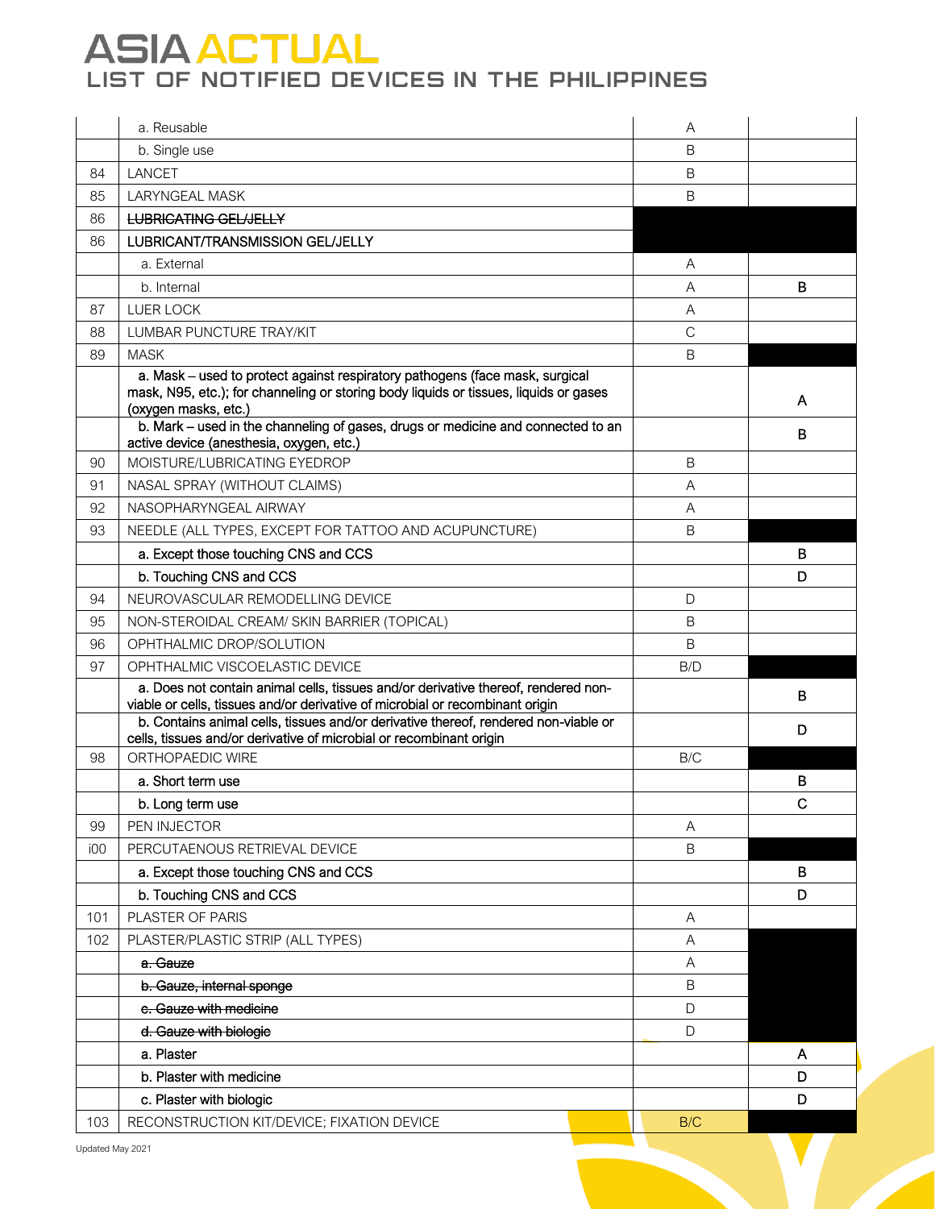# ASIA ACTUAL
## LIST OF NOTIFIED DEVICES IN THE PHILIPPINES

| | | | |
|---|---|---|---|
| | a. Reusable | A | |
| | b. Single use | B | |
| 84 | LANCET | B | |
| 85 | LARYNGEAL MASK | B | |
| 86 | ~~LUBRICATING GEL/JELLY~~ | | |
| 86 | LUBRICANT/TRANSMISSION GEL/JELLY | | |
| | a. External | A | |
| | b. Internal | A | B |
| 87 | LUER LOCK | A | |
| 88 | LUMBAR PUNCTURE TRAY/KIT | C | |
| 89 | MASK | B | |
| | a. Mask – used to protect against respiratory pathogens (face mask, surgical mask, N95, etc.); for channeling or storing body liquids or tissues, liquids or gases (oxygen masks, etc.) | | A |
| | b. Mark – used in the channeling of gases, drugs or medicine and connected to an active device (anesthesia, oxygen, etc.) | | B |
| 90 | MOISTURE/LUBRICATING EYEDROP | B | |
| 91 | NASAL SPRAY (WITHOUT CLAIMS) | A | |
| 92 | NASOPHARYNGEAL AIRWAY | A | |
| 93 | NEEDLE (ALL TYPES, EXCEPT FOR TATTOO AND ACUPUNCTURE) | B | |
| | a. Except those touching CNS and CCS | | B |
| | b. Touching CNS and CCS | | D |
| 94 | NEUROVASCULAR REMODELLING DEVICE | D | |
| 95 | NON-STEROIDAL CREAM/ SKIN BARRIER (TOPICAL) | B | |
| 96 | OPHTHALMIC DROP/SOLUTION | B | |
| 97 | OPHTHALMIC VISCOELASTIC DEVICE | B/D | |
| | a. Does not contain animal cells, tissues and/or derivative thereof, rendered non-viable or cells, tissues and/or derivative of microbial or recombinant origin | | B |
| | b. Contains animal cells, tissues and/or derivative thereof, rendered non-viable or cells, tissues and/or derivative of microbial or recombinant origin | | D |
| 98 | ORTHOPAEDIC WIRE | B/C | |
| | a. Short term use | | B |
| | b. Long term use | | C |
| 99 | PEN INJECTOR | A | |
| i00 | PERCUTAENOUS RETRIEVAL DEVICE | B | |
| | a. Except those touching CNS and CCS | | B |
| | b. Touching CNS and CCS | | D |
| 101 | PLASTER OF PARIS | A | |
| 102 | PLASTER/PLASTIC STRIP (ALL TYPES) | A | |
| | ~~a. Gauze~~ | A | |
| | ~~b. Gauze, internal sponge~~ | B | |
| | ~~c. Gauze with medicine~~ | D | |
| | ~~d. Gauze with biologic~~ | D | |
| | a. Plaster | | A |
| | b. Plaster with medicine | | D |
| | c. Plaster with biologic | | D |
| 103 | RECONSTRUCTION KIT/DEVICE; FIXATION DEVICE | B/C | |

Updated May 2021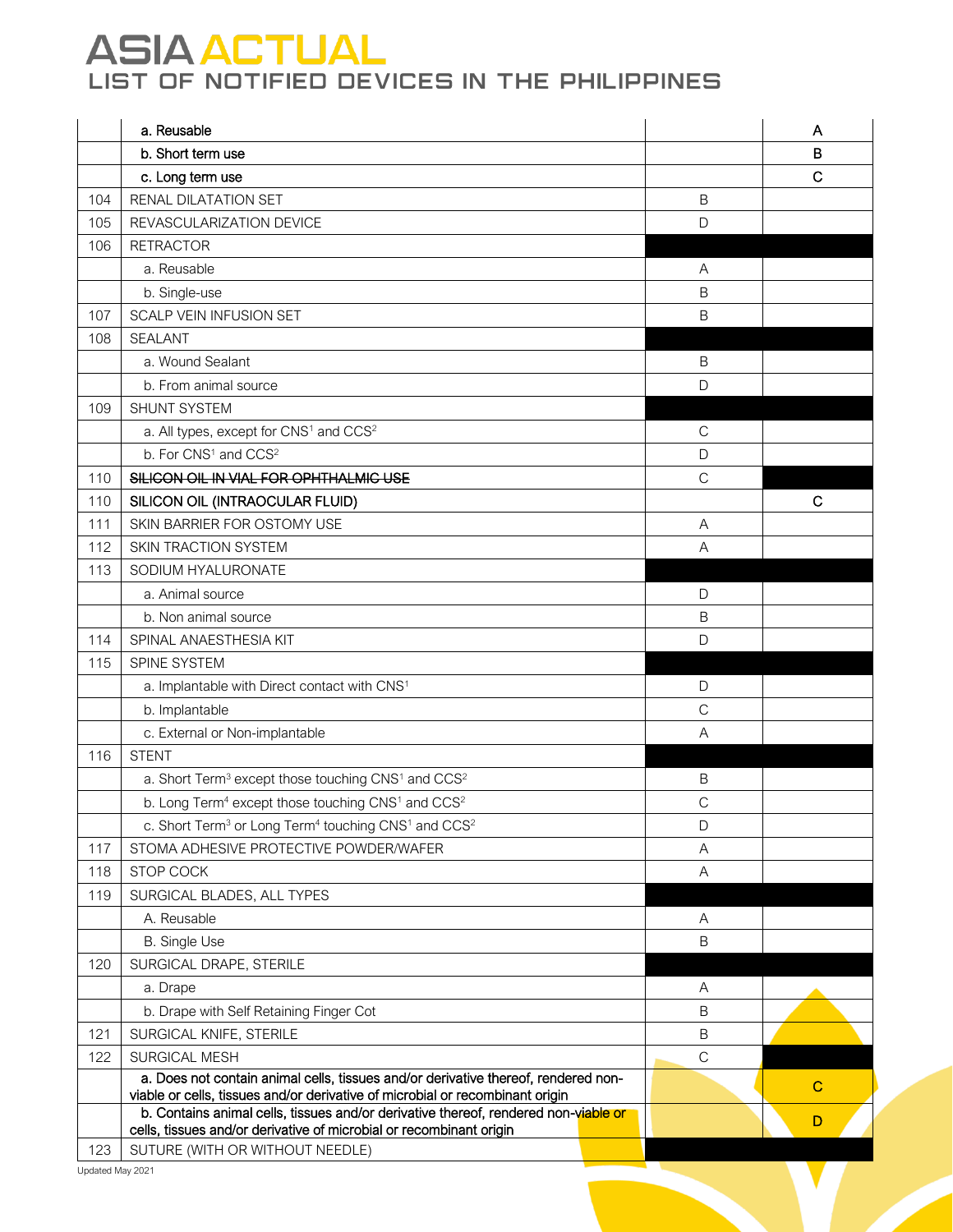# ASIA ACTUAL
## LIST OF NOTIFIED DEVICES IN THE PHILIPPINES

| | | | |
|---|---|---|---|
| | **a. Reusable** | | **A** |
| | **b. Short term use** | | **B** |
| | **c. Long term use** | | **C** |
| 104 | RENAL DILATATION SET | B | |
| 105 | REVASCULARIZATION DEVICE | D | |
| 106 | RETRACTOR | | |
| | a. Reusable | A | |
| | b. Single-use | B | |
| 107 | SCALP VEIN INFUSION SET | B | |
| 108 | SEALANT | | |
| | a. Wound Sealant | B | |
| | b. From animal source | D | |
| 109 | SHUNT SYSTEM | | |
| | a. All types, except for CNS[1] and CCS[2] | C | |
| | b. For CNS[1] and CCS[2] | D | |
| 110 | ~~**SILICON OIL IN VIAL FOR OPHTHALMIC USE**~~ | C | |
| 110 | **SILICON OIL (INTRAOCULAR FLUID)** | | **C** |
| 111 | SKIN BARRIER FOR OSTOMY USE | A | |
| 112 | SKIN TRACTION SYSTEM | A | |
| 113 | SODIUM HYALURONATE | | |
| | a. Animal source | D | |
| | b. Non animal source | B | |
| 114 | SPINAL ANAESTHESIA KIT | D | |
| 115 | SPINE SYSTEM | | |
| | a. Implantable with Direct contact with CNS[1] | D | |
| | b. Implantable | C | |
| | c. External or Non-implantable | A | |
| 116 | STENT | | |
| | a. Short Term[3] except those touching CNS[1] and CCS[2] | B | |
| | b. Long Term[4] except those touching CNS[1] and CCS[2] | C | |
| | c. Short Term[3] or Long Term[4] touching CNS[1] and CCS[2] | D | |
| 117 | STOMA ADHESIVE PROTECTIVE POWDER/WAFER | A | |
| 118 | STOP COCK | A | |
| 119 | SURGICAL BLADES, ALL TYPES | | |
| | A. Reusable | A | |
| | B. Single Use | B | |
| 120 | SURGICAL DRAPE, STERILE | | |
| | a. Drape | A | |
| | b. Drape with Self Retaining Finger Cot | B | |
| 121 | SURGICAL KNIFE, STERILE | B | |
| 122 | SURGICAL MESH | C | |
| | **a. Does not contain animal cells, tissues and/or derivative thereof, rendered non-viable or cells, tissues and/or derivative of microbial or recombinant origin** | | **C** |
| | **b. Contains animal cells, tissues and/or derivative thereof, rendered non-viable or cells, tissues and/or derivative of microbial or recombinant origin** | | **D** |
| 123 | SUTURE (WITH OR WITHOUT NEEDLE) | | |

Updated May 2021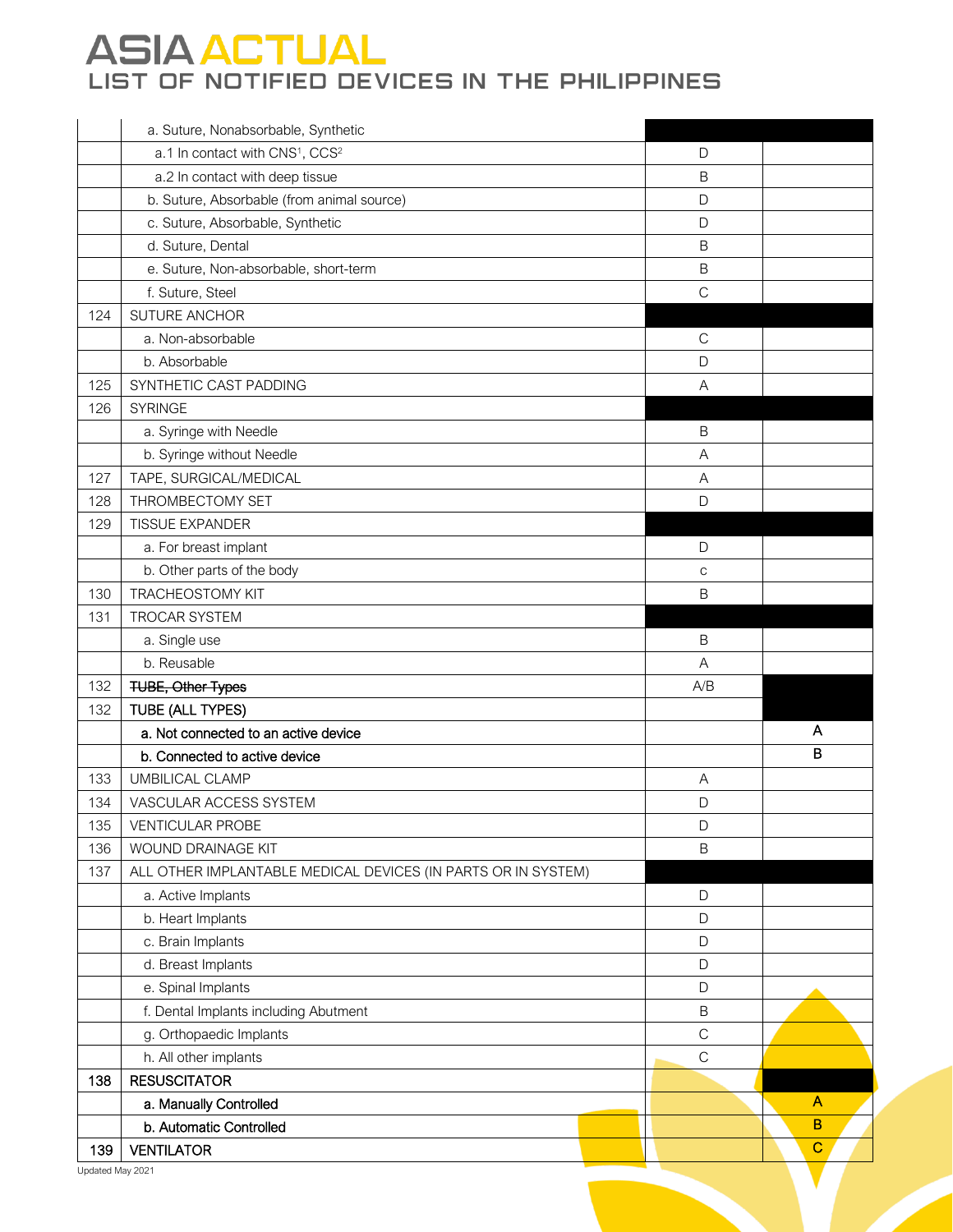# ASIA ACTUAL

## LIST OF NOTIFIED DEVICES IN THE PHILIPPINES

| | | | |
|---|---|---|---|
| | a. Suture, Nonabsorbable, Synthetic | | |
| | a.1 In contact with CNS[1], CCS[2] | D | |
| | a.2 In contact with deep tissue | B | |
| | b. Suture, Absorbable (from animal source) | D | |
| | c. Suture, Absorbable, Synthetic | D | |
| | d. Suture, Dental | B | |
| | e. Suture, Non-absorbable, short-term | B | |
| | f. Suture, Steel | C | |
| 124 | SUTURE ANCHOR | | |
| | a. Non-absorbable | C | |
| | b. Absorbable | D | |
| 125 | SYNTHETIC CAST PADDING | A | |
| 126 | SYRINGE | | |
| | a. Syringe with Needle | B | |
| | b. Syringe without Needle | A | |
| 127 | TAPE, SURGICAL/MEDICAL | A | |
| 128 | THROMBECTOMY SET | D | |
| 129 | TISSUE EXPANDER | | |
| | a. For breast implant | D | |
| | b. Other parts of the body | c | |
| 130 | TRACHEOSTOMY KIT | B | |
| 131 | TROCAR SYSTEM | | |
| | a. Single use | B | |
| | b. Reusable | A | |
| 132 | ~~TUBE, Other Types~~ | A/B | |
| 132 | TUBE (ALL TYPES) | | |
| | a. Not connected to an active device | | A |
| | b. Connected to active device | | B |
| 133 | UMBILICAL CLAMP | A | |
| 134 | VASCULAR ACCESS SYSTEM | D | |
| 135 | VENTICULAR PROBE | D | |
| 136 | WOUND DRAINAGE KIT | B | |
| 137 | ALL OTHER IMPLANTABLE MEDICAL DEVICES (IN PARTS OR IN SYSTEM) | | |
| | a. Active Implants | D | |
| | b. Heart Implants | D | |
| | c. Brain Implants | D | |
| | d. Breast Implants | D | |
| | e. Spinal Implants | D | |
| | f. Dental Implants including Abutment | B | |
| | g. Orthopaedic Implants | C | |
| | h. All other implants | C | |
| 138 | RESUSCITATOR | | |
| | a. Manually Controlled | | A |
| | b. Automatic Controlled | | B |
| 139 | VENTILATOR | | C |

Updated May 2021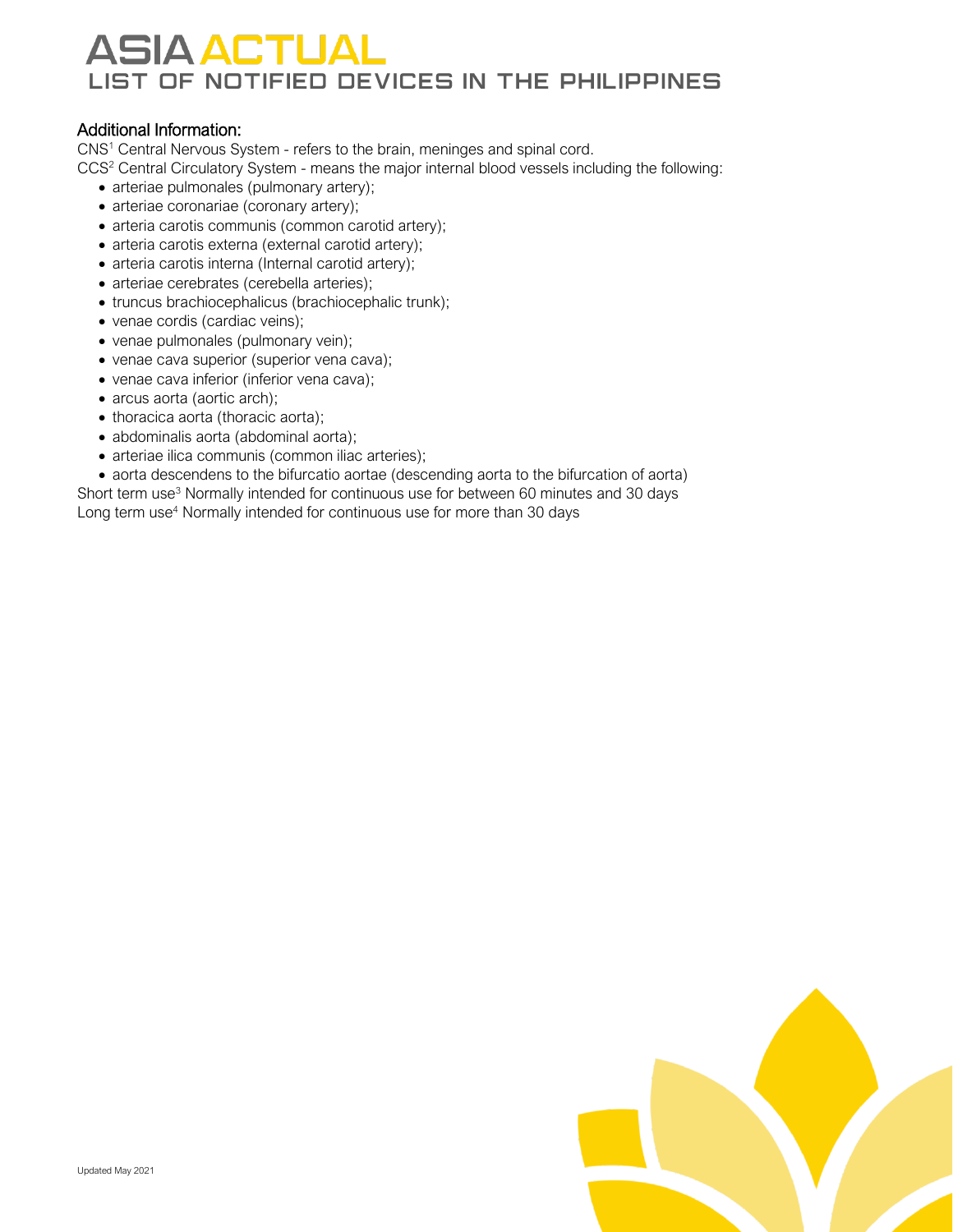## Additional Information:

CNS[1] Central Nervous System - refers to the brain, meninges and spinal cord.

CCS[2] Central Circulatory System - means the major internal blood vessels including the following:

- arteriae pulmonales (pulmonary artery);
- arteriae coronariae (coronary artery);
- arteria carotis communis (common carotid artery);
- arteria carotis externa (external carotid artery);
- arteria carotis interna (Internal carotid artery);
- arteriae cerebrates (cerebella arteries);
- truncus brachiocephalicus (brachiocephalic trunk);
- venae cordis (cardiac veins);
- venae pulmonales (pulmonary vein);
- venae cava superior (superior vena cava);
- venae cava inferior (inferior vena cava);
- arcus aorta (aortic arch);
- thoracica aorta (thoracic aorta);
- abdominalis aorta (abdominal aorta);
- arteriae ilica communis (common iliac arteries);
- aorta descendens to the bifurcatio aortae (descending aorta to the bifurcation of aorta)

Short term use[3] Normally intended for continuous use for between 60 minutes and 30 days

Long term use[4] Normally intended for continuous use for more than 30 days

Updated May 2021